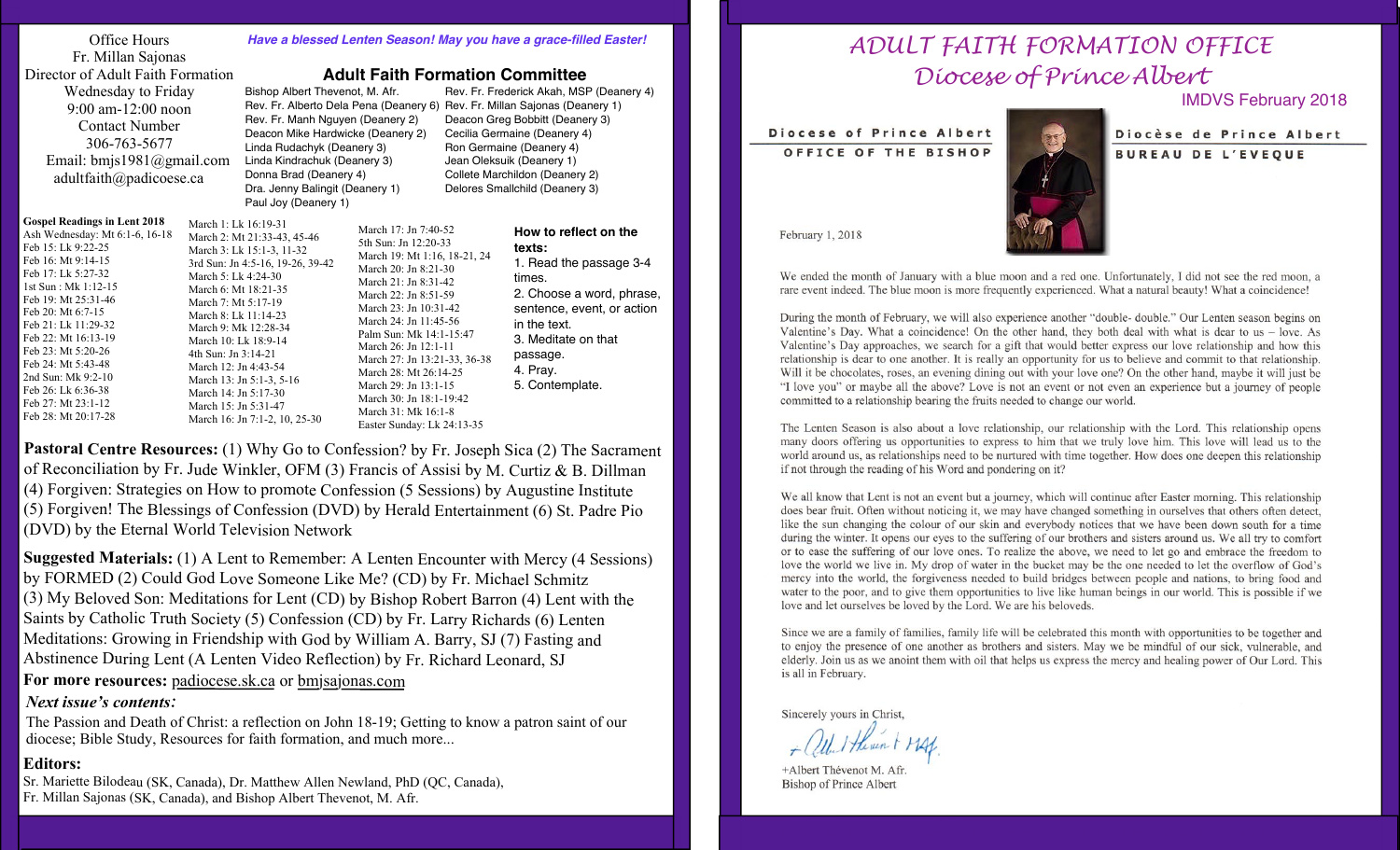Office Hours
Fr. Millan Sajonas
Director of Adult Faith Formation
Wednesday to Friday
9:00 am-12:00 noon
Contact Number
306-763-5677
Email: bmjs1981@gmail.com
adultfaith@padicoese.ca

*Have a blessed Lenten Season! May you have a grace-filled Easter!*

## Adult Faith Formation Committee

Bishop Albert Thevenot, M. Afr.
Rev. Fr. Alberto Dela Pena (Deanery 6)
Rev. Fr. Manh Nguyen (Deanery 2)
Deacon Mike Hardwicke (Deanery 2)
Linda Rudachyk (Deanery 3)
Linda Kindrachuk (Deanery 3)
Donna Brad (Deanery 4)
Dra. Jenny Balingit (Deanery 1)
Paul Joy (Deanery 1)
Rev. Fr. Frederick Akah, MSP (Deanery 4)
Rev. Fr. Millan Sajonas (Deanery 1)
Deacon Greg Bobbitt (Deanery 3)
Cecilia Germaine (Deanery 4)
Ron Germaine (Deanery 4)
Jean Oleksuik (Deanery 1)
Collete Marchildon (Deanery 2)
Delores Smallchild (Deanery 3)

**Gospel Readings in Lent 2018**
Ash Wednesday: Mt 6:1-6, 16-18
Feb 15: Lk 9:22-25
Feb 16: Mt 9:14-15
Feb 17: Lk 5:27-32
1st Sun : Mk 1:12-15
Feb 19: Mt 25:31-46
Feb 20: Mt 6:7-15
Feb 21: Lk 11:29-32
Feb 22: Mt 16:13-19
Feb 23: Mt 5:20-26
Feb 24: Mt 5:43-48
2nd Sun: Mk 9:2-10
Feb 26: Lk 6:36-38
Feb 27: Mt 23:1-12
Feb 28: Mt 20:17-28
March 1: Lk 16:19-31
March 2: Mt 21:33-43, 45-46
March 3: Lk 15:1-3, 11-32
3rd Sun: Jn 4:5-16, 19-26, 39-42
March 5: Lk 4:24-30
March 6: Mt 18:21-35
March 7: Mt 5:17-19
March 8: Lk 11:14-23
March 9: Mk 12:28-34
March 10: Lk 18:9-14
4th Sun: Jn 3:14-21
March 12: Jn 4:43-54
March 13: Jn 5:1-3, 5-16
March 14: Jn 5:17-30
March 15: Jn 5:31-47
March 16: Jn 7:1-2, 10, 25-30
March 17: Jn 7:40-52
5th Sun: Jn 12:20-33
March 19: Mt 1:16, 18-21, 24
March 20: Jn 8:21-30
March 21: Jn 8:31-42
March 22: Jn 8:51-59
March 23: Jn 10:31-42
March 24: Jn 11:45-56
Palm Sun: Mk 14:1-15:47
March 26: Jn 12:1-11
March 27: Jn 13:21-33, 36-38
March 28: Mt 26:14-25
March 29: Jn 13:1-15
March 30: Jn 18:1-19:42
March 31: Mk 16:1-8
Easter Sunday: Lk 24:13-35

**How to reflect on the texts:**
1. Read the passage 3-4 times.
2. Choose a word, phrase, sentence, event, or action in the text.
3. Meditate on that passage.
4. Pray.
5. Contemplate.

**Pastoral Centre Resources:** (1) Why Go to Confession? by Fr. Joseph Sica (2) The Sacrament of Reconciliation by Fr. Jude Winkler, OFM (3) Francis of Assisi by M. Curtiz & B. Dillman (4) Forgiven: Strategies on How to promote Confession (5 Sessions) by Augustine Institute (5) Forgiven! The Blessings of Confession (DVD) by Herald Entertainment (6) St. Padre Pio (DVD) by the Eternal World Television Network

**Suggested Materials:** (1) A Lent to Remember: A Lenten Encounter with Mercy (4 Sessions) by FORMED (2) Could God Love Someone Like Me? (CD) by Fr. Michael Schmitz (3) My Beloved Son: Meditations for Lent (CD) by Bishop Robert Barron (4) Lent with the Saints by Catholic Truth Society (5) Confession (CD) by Fr. Larry Richards (6) Lenten Meditations: Growing in Friendship with God by William A. Barry, SJ (7) Fasting and Abstinence During Lent (A Lenten Video Reflection) by Fr. Richard Leonard, SJ

**For more resources:** padiocese.sk.ca or bmjsajonas.com

***Next issue's contents:***
The Passion and Death of Christ: a reflection on John 18-19; Getting to know a patron saint of our diocese; Bible Study, Resources for faith formation, and much more...

**Editors:**
Sr. Mariette Bilodeau (SK, Canada), Dr. Matthew Allen Newland, PhD (QC, Canada), Fr. Millan Sajonas (SK, Canada), and Bishop Albert Thevenot, M. Afr.

# ADULT FAITH FORMATION OFFICE
## Diocese of Prince Albert

IMDVS February 2018

**Diocese of Prince Albert**
**OFFICE OF THE BISHOP**

**Diocèse de Prince Albert**
**BUREAU DE L'EVEQUE**

February 1, 2018

We ended the month of January with a blue moon and a red one. Unfortunately, I did not see the red moon, a rare event indeed. The blue moon is more frequently experienced. What a natural beauty! What a coincidence!

During the month of February, we will also experience another "double- double." Our Lenten season begins on Valentine's Day. What a coincidence! On the other hand, they both deal with what is dear to us – love. As Valentine's Day approaches, we search for a gift that would better express our love relationship and how this relationship is dear to one another. It is really an opportunity for us to believe and commit to that relationship. Will it be chocolates, roses, an evening dining out with your love one? On the other hand, maybe it will just be "I love you" or maybe all the above? Love is not an event or not even an experience but a journey of people committed to a relationship bearing the fruits needed to change our world.

The Lenten Season is also about a love relationship, our relationship with the Lord. This relationship opens many doors offering us opportunities to express to him that we truly love him. This love will lead us to the world around us, as relationships need to be nurtured with time together. How does one deepen this relationship if not through the reading of his Word and pondering on it?

We all know that Lent is not an event but a journey, which will continue after Easter morning. This relationship does bear fruit. Often without noticing it, we may have changed something in ourselves that others often detect, like the sun changing the colour of our skin and everybody notices that we have been down south for a time during the winter. It opens our eyes to the suffering of our brothers and sisters around us. We all try to comfort or to ease the suffering of our love ones. To realize the above, we need to let go and embrace the freedom to love the world we live in. My drop of water in the bucket may be the one needed to let the overflow of God's mercy into the world, the forgiveness needed to build bridges between people and nations, to bring food and water to the poor, and to give them opportunities to live like human beings in our world. This is possible if we love and let ourselves be loved by the Lord. We are his beloveds.

Since we are a family of families, family life will be celebrated this month with opportunities to be together and to enjoy the presence of one another as brothers and sisters. May we be mindful of our sick, vulnerable, and elderly. Join us as we anoint them with oil that helps us express the mercy and healing power of Our Lord. This is all in February.

Sincerely yours in Christ,

+Albert Thévenot M. Afr.
Bishop of Prince Albert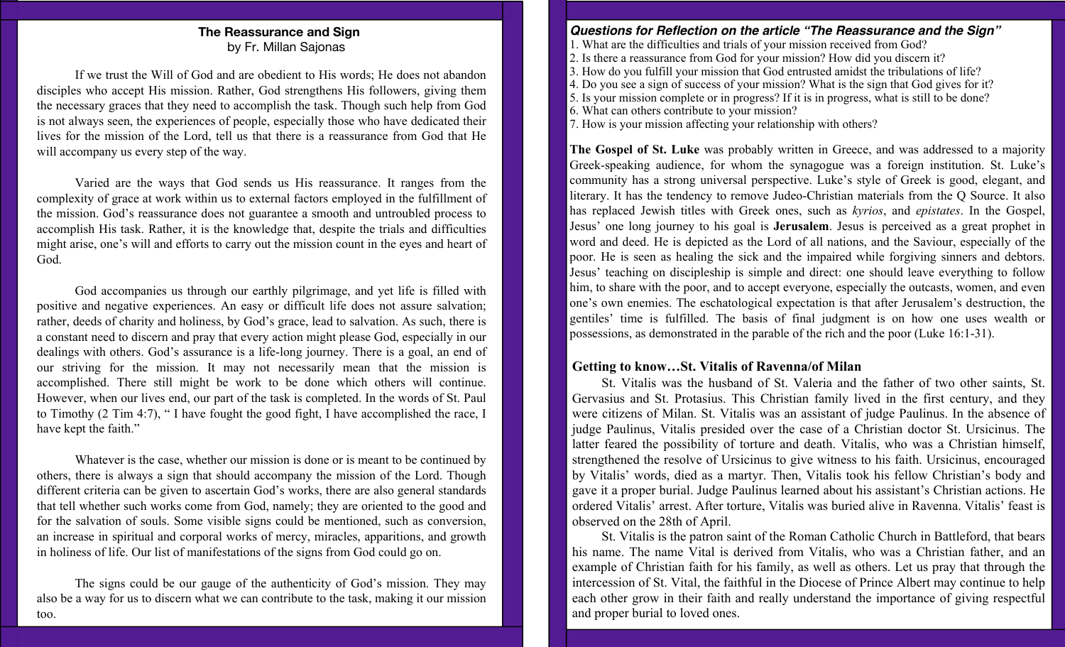## The Reassurance and Sign

by Fr. Millan Sajonas

If we trust the Will of God and are obedient to His words; He does not abandon disciples who accept His mission. Rather, God strengthens His followers, giving them the necessary graces that they need to accomplish the task. Though such help from God is not always seen, the experiences of people, especially those who have dedicated their lives for the mission of the Lord, tell us that there is a reassurance from God that He will accompany us every step of the way.

Varied are the ways that God sends us His reassurance. It ranges from the complexity of grace at work within us to external factors employed in the fulfillment of the mission. God's reassurance does not guarantee a smooth and untroubled process to accomplish His task. Rather, it is the knowledge that, despite the trials and difficulties might arise, one's will and efforts to carry out the mission count in the eyes and heart of God.

God accompanies us through our earthly pilgrimage, and yet life is filled with positive and negative experiences. An easy or difficult life does not assure salvation; rather, deeds of charity and holiness, by God's grace, lead to salvation. As such, there is a constant need to discern and pray that every action might please God, especially in our dealings with others. God's assurance is a life-long journey. There is a goal, an end of our striving for the mission. It may not necessarily mean that the mission is accomplished. There still might be work to be done which others will continue. However, when our lives end, our part of the task is completed. In the words of St. Paul to Timothy (2 Tim 4:7), " I have fought the good fight, I have accomplished the race, I have kept the faith."

Whatever is the case, whether our mission is done or is meant to be continued by others, there is always a sign that should accompany the mission of the Lord. Though different criteria can be given to ascertain God's works, there are also general standards that tell whether such works come from God, namely; they are oriented to the good and for the salvation of souls. Some visible signs could be mentioned, such as conversion, an increase in spiritual and corporal works of mercy, miracles, apparitions, and growth in holiness of life. Our list of manifestations of the signs from God could go on.

The signs could be our gauge of the authenticity of God's mission. They may also be a way for us to discern what we can contribute to the task, making it our mission too.

### *Questions for Reflection on the article "The Reassurance and the Sign"*

1. What are the difficulties and trials of your mission received from God?
2. Is there a reassurance from God for your mission? How did you discern it?
3. How do you fulfill your mission that God entrusted amidst the tribulations of life?
4. Do you see a sign of success of your mission? What is the sign that God gives for it?
5. Is your mission complete or in progress? If it is in progress, what is still to be done?
6. What can others contribute to your mission?
7. How is your mission affecting your relationship with others?

**The Gospel of St. Luke** was probably written in Greece, and was addressed to a majority Greek-speaking audience, for whom the synagogue was a foreign institution. St. Luke's community has a strong universal perspective. Luke's style of Greek is good, elegant, and literary. It has the tendency to remove Judeo-Christian materials from the Q Source. It also has replaced Jewish titles with Greek ones, such as *kyrios*, and *epistates*. In the Gospel, Jesus' one long journey to his goal is **Jerusalem**. Jesus is perceived as a great prophet in word and deed. He is depicted as the Lord of all nations, and the Saviour, especially of the poor. He is seen as healing the sick and the impaired while forgiving sinners and debtors. Jesus' teaching on discipleship is simple and direct: one should leave everything to follow him, to share with the poor, and to accept everyone, especially the outcasts, women, and even one's own enemies. The eschatological expectation is that after Jerusalem's destruction, the gentiles' time is fulfilled. The basis of final judgment is on how one uses wealth or possessions, as demonstrated in the parable of the rich and the poor (Luke 16:1-31).

### Getting to know…St. Vitalis of Ravenna/of Milan

St. Vitalis was the husband of St. Valeria and the father of two other saints, St. Gervasius and St. Protasius. This Christian family lived in the first century, and they were citizens of Milan. St. Vitalis was an assistant of judge Paulinus. In the absence of judge Paulinus, Vitalis presided over the case of a Christian doctor St. Ursicinus. The latter feared the possibility of torture and death. Vitalis, who was a Christian himself, strengthened the resolve of Ursicinus to give witness to his faith. Ursicinus, encouraged by Vitalis' words, died as a martyr. Then, Vitalis took his fellow Christian's body and gave it a proper burial. Judge Paulinus learned about his assistant's Christian actions. He ordered Vitalis' arrest. After torture, Vitalis was buried alive in Ravenna. Vitalis' feast is observed on the 28th of April.

St. Vitalis is the patron saint of the Roman Catholic Church in Battleford, that bears his name. The name Vital is derived from Vitalis, who was a Christian father, and an example of Christian faith for his family, as well as others. Let us pray that through the intercession of St. Vital, the faithful in the Diocese of Prince Albert may continue to help each other grow in their faith and really understand the importance of giving respectful and proper burial to loved ones.